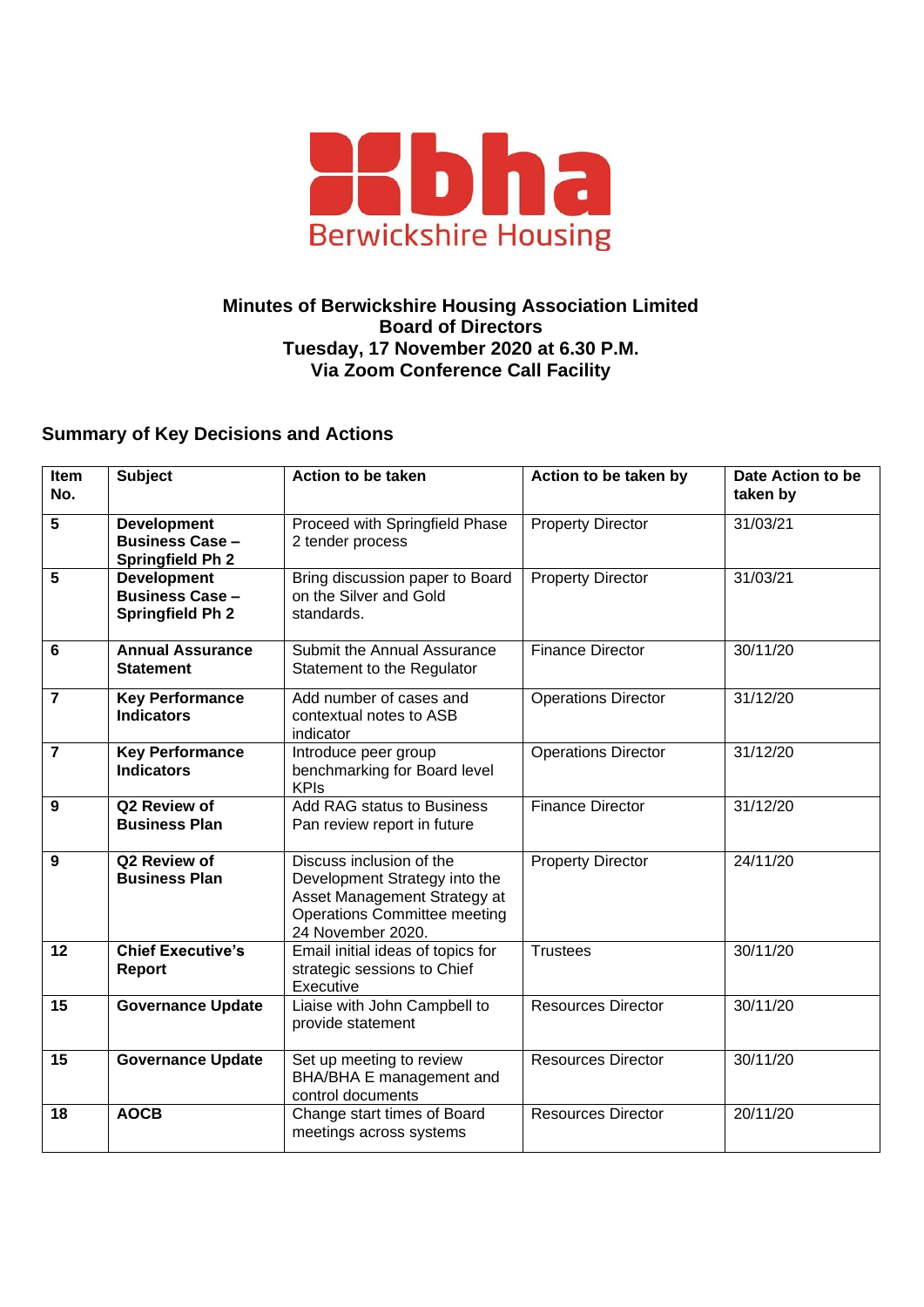**bha**
Berwickshire Housing

# Minutes of Berwickshire Housing Association Limited Board of Directors Tuesday, 17 November 2020 at 6.30 P.M. Via Zoom Conference Call Facility

## Summary of Key Decisions and Actions

| Item No. | Subject | Action to be taken | Action to be taken by | Date Action to be taken by |
|---|---|---|---|---|
| **5** | **Development Business Case – Springfield Ph 2** | Proceed with Springfield Phase 2 tender process | Property Director | 31/03/21 |
| **5** | **Development Business Case – Springfield Ph 2** | Bring discussion paper to Board on the Silver and Gold standards. | Property Director | 31/03/21 |
| **6** | **Annual Assurance Statement** | Submit the Annual Assurance Statement to the Regulator | Finance Director | 30/11/20 |
| **7** | **Key Performance Indicators** | Add number of cases and contextual notes to ASB indicator | Operations Director | 31/12/20 |
| **7** | **Key Performance Indicators** | Introduce peer group benchmarking for Board level KPIs | Operations Director | 31/12/20 |
| **9** | **Q2 Review of Business Plan** | Add RAG status to Business Pan review report in future | Finance Director | 31/12/20 |
| **9** | **Q2 Review of Business Plan** | Discuss inclusion of the Development Strategy into the Asset Management Strategy at Operations Committee meeting 24 November 2020. | Property Director | 24/11/20 |
| **12** | **Chief Executive's Report** | Email initial ideas of topics for strategic sessions to Chief Executive | Trustees | 30/11/20 |
| **15** | **Governance Update** | Liaise with John Campbell to provide statement | Resources Director | 30/11/20 |
| **15** | **Governance Update** | Set up meeting to review BHA/BHA E management and control documents | Resources Director | 30/11/20 |
| **18** | **AOCB** | Change start times of Board meetings across systems | Resources Director | 20/11/20 |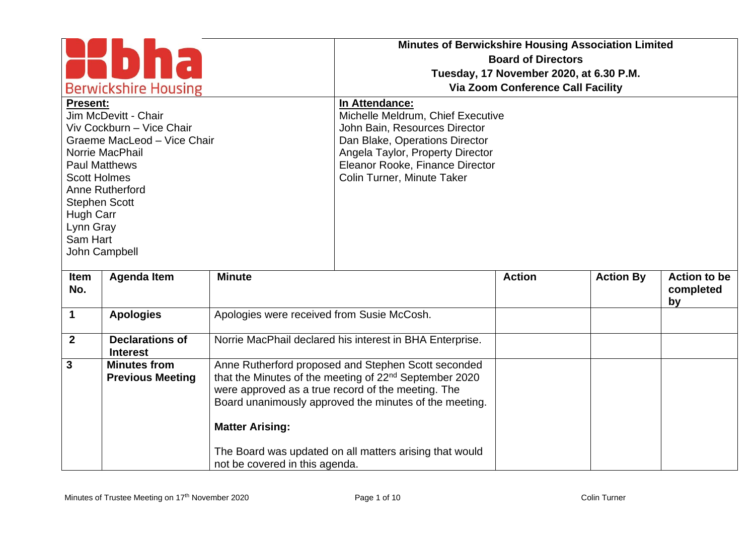**Minutes of Berwickshire Housing Association Limited**
**Board of Directors**
**Tuesday, 17 November 2020, at 6.30 P.M.**
**Via Zoom Conference Call Facility**

| **Present:** | **In Attendance:** |
|---|---|
| Jim McDevitt - Chair | Michelle Meldrum, Chief Executive |
| Viv Cockburn – Vice Chair | John Bain, Resources Director |
| Graeme MacLeod – Vice Chair | Dan Blake, Operations Director |
| Norrie MacPhail | Angela Taylor, Property Director |
| Paul Matthews | Eleanor Rooke, Finance Director |
| Scott Holmes | Colin Turner, Minute Taker |
| Anne Rutherford | |
| Stephen Scott | |
| Hugh Carr | |
| Lynn Gray | |
| Sam Hart | |
| John Campbell | |

| Item No. | Agenda Item | Minute | Action | Action By | Action to be completed by |
|---|---|---|---|---|---|
| **1** | **Apologies** | Apologies were received from Susie McCosh. | | | |
| **2** | **Declarations of Interest** | Norrie MacPhail declared his interest in BHA Enterprise. | | | |
| **3** | **Minutes from Previous Meeting** | Anne Rutherford proposed and Stephen Scott seconded that the Minutes of the meeting of 22nd September 2020 were approved as a true record of the meeting. The Board unanimously approved the minutes of the meeting.<br><br>**Matter Arising:**<br><br>The Board was updated on all matters arising that would not be covered in this agenda. | | | |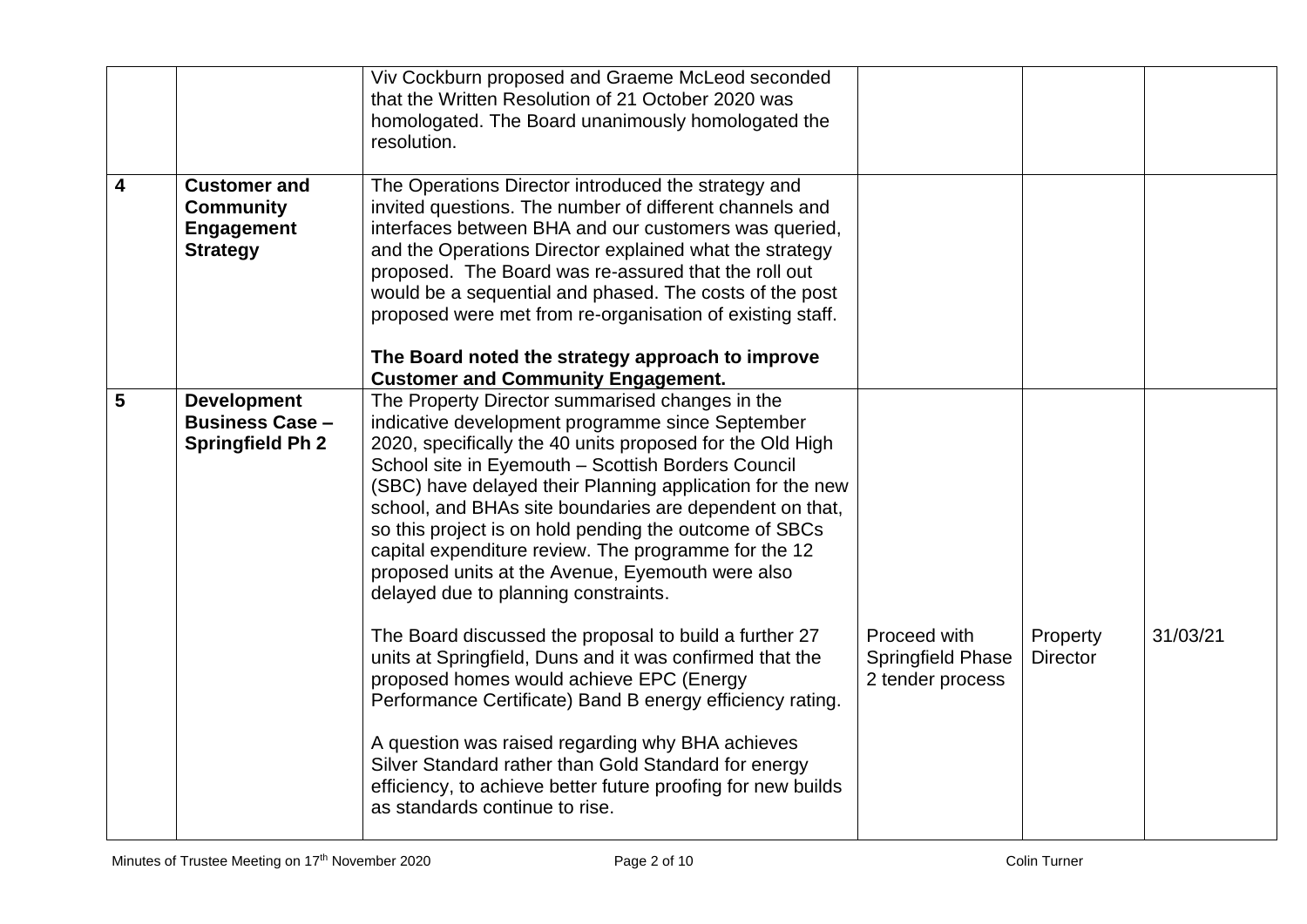| | | | | | |
|---|---|---|---|---|---|
| | | Viv Cockburn proposed and Graeme McLeod seconded that the Written Resolution of 21 October 2020 was homologated. The Board unanimously homologated the resolution. | | | |
| **4** | **Customer and Community Engagement Strategy** | The Operations Director introduced the strategy and invited questions. The number of different channels and interfaces between BHA and our customers was queried, and the Operations Director explained what the strategy proposed. The Board was re-assured that the roll out would be a sequential and phased. The costs of the post proposed were met from re-organisation of existing staff.<br><br>**The Board noted the strategy approach to improve Customer and Community Engagement.** | | | |
| **5** | **Development Business Case – Springfield Ph 2** | The Property Director summarised changes in the indicative development programme since September 2020, specifically the 40 units proposed for the Old High School site in Eyemouth – Scottish Borders Council (SBC) have delayed their Planning application for the new school, and BHAs site boundaries are dependent on that, so this project is on hold pending the outcome of SBCs capital expenditure review. The programme for the 12 proposed units at the Avenue, Eyemouth were also delayed due to planning constraints.<br><br>The Board discussed the proposal to build a further 27 units at Springfield, Duns and it was confirmed that the proposed homes would achieve EPC (Energy Performance Certificate) Band B energy efficiency rating.<br><br>A question was raised regarding why BHA achieves Silver Standard rather than Gold Standard for energy efficiency, to achieve better future proofing for new builds as standards continue to rise. | Proceed with Springfield Phase 2 tender process | Property Director | 31/03/21 |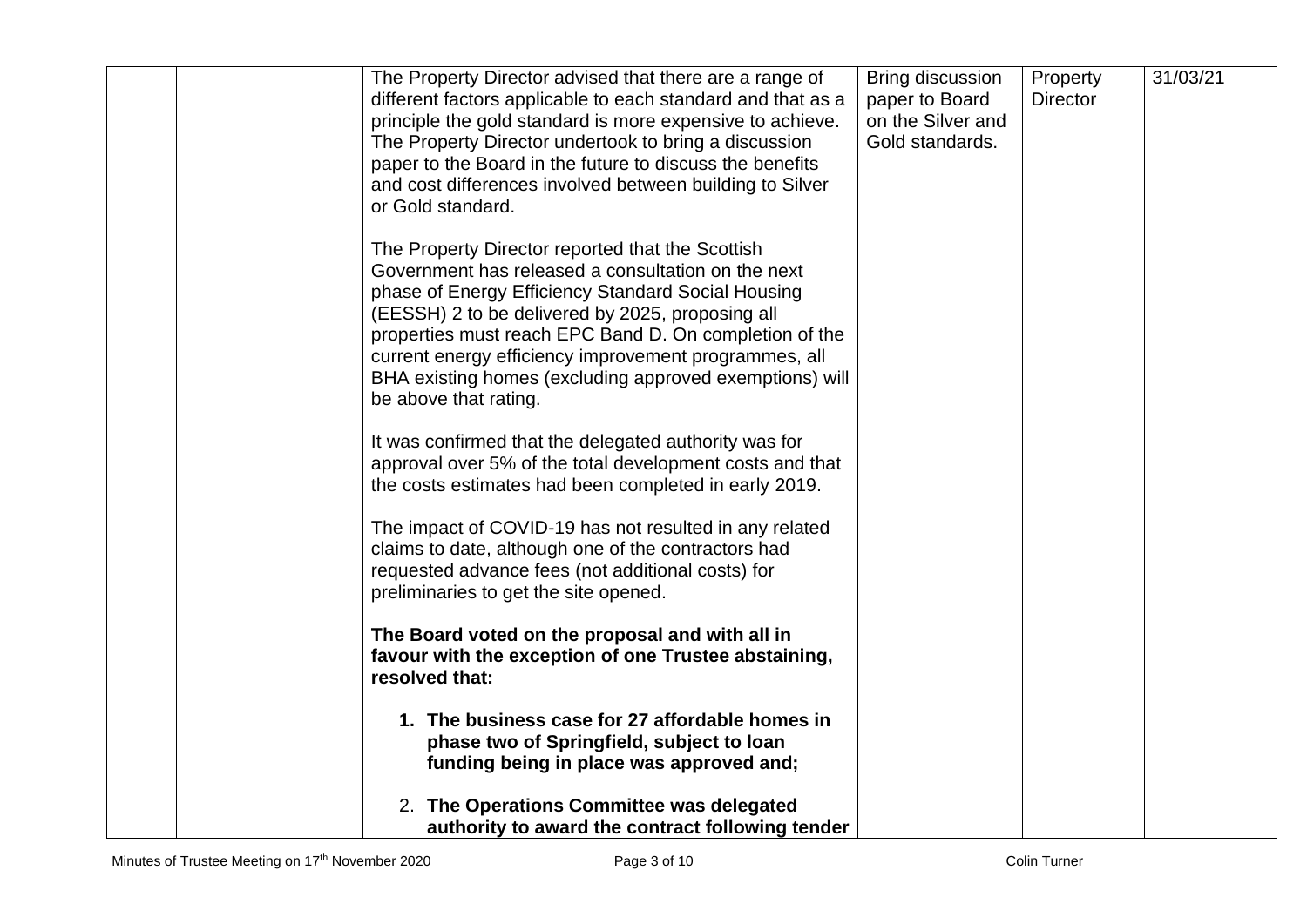| | | | | | |
|---|---|---|---|---|---|
| | | The Property Director advised that there are a range of different factors applicable to each standard and that as a principle the gold standard is more expensive to achieve. The Property Director undertook to bring a discussion paper to the Board in the future to discuss the benefits and cost differences involved between building to Silver or Gold standard.<br><br>The Property Director reported that the Scottish Government has released a consultation on the next phase of Energy Efficiency Standard Social Housing (EESSH) 2 to be delivered by 2025, proposing all properties must reach EPC Band D. On completion of the current energy efficiency improvement programmes, all BHA existing homes (excluding approved exemptions) will be above that rating.<br><br>It was confirmed that the delegated authority was for approval over 5% of the total development costs and that the costs estimates had been completed in early 2019.<br><br>The impact of COVID-19 has not resulted in any related claims to date, although one of the contractors had requested advance fees (not additional costs) for preliminaries to get the site opened.<br><br>**The Board voted on the proposal and with all in favour with the exception of one Trustee abstaining, resolved that:**<br><br>1. **The business case for 27 affordable homes in phase two of Springfield, subject to loan funding being in place was approved and;**<br><br>2. **The Operations Committee was delegated authority to award the contract following tender** | Bring discussion paper to Board on the Silver and Gold standards. | Property Director | 31/03/21 |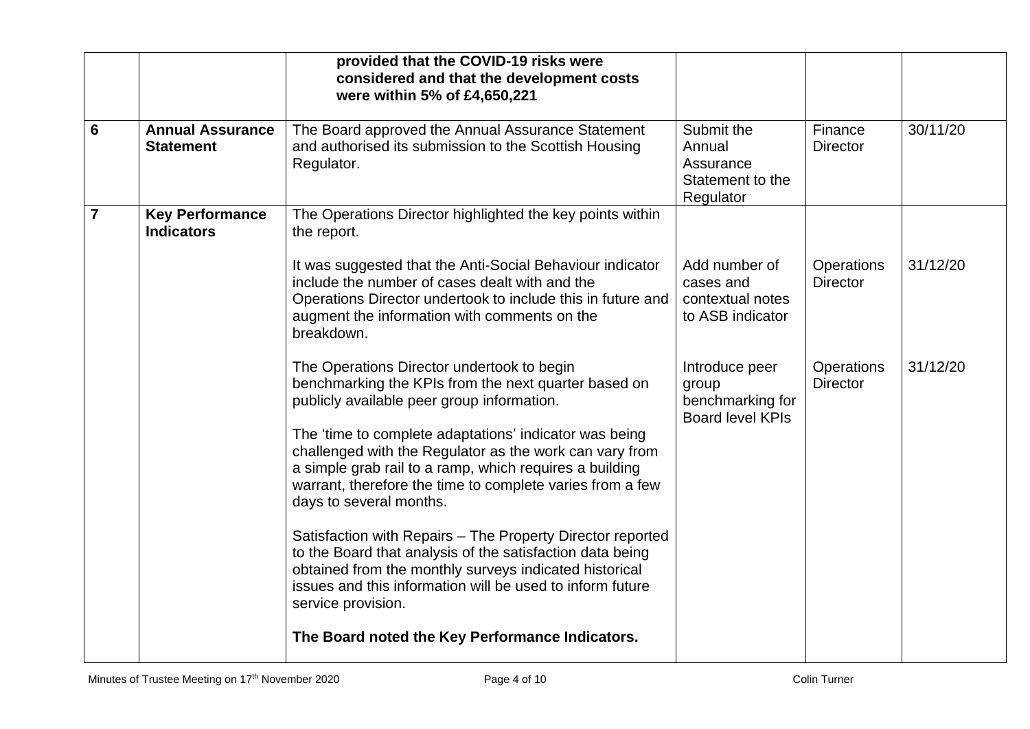|  |  |  |  |  |  |
|---|---|---|---|---|---|
|  |  | **provided that the COVID-19 risks were considered and that the development costs were within 5% of £4,650,221** |  |  |  |
| **6** | **Annual Assurance Statement** | The Board approved the Annual Assurance Statement and authorised its submission to the Scottish Housing Regulator. | Submit the Annual Assurance Statement to the Regulator | Finance Director | 30/11/20 |
| **7** | **Key Performance Indicators** | The Operations Director highlighted the key points within the report. |  |  |  |
|  |  | It was suggested that the Anti-Social Behaviour indicator include the number of cases dealt with and the Operations Director undertook to include this in future and augment the information with comments on the breakdown. | Add number of cases and contextual notes to ASB indicator | Operations Director | 31/12/20 |
|  |  | The Operations Director undertook to begin benchmarking the KPIs from the next quarter based on publicly available peer group information. | Introduce peer group benchmarking for Board level KPIs | Operations Director | 31/12/20 |
|  |  | The 'time to complete adaptations' indicator was being challenged with the Regulator as the work can vary from a simple grab rail to a ramp, which requires a building warrant, therefore the time to complete varies from a few days to several months. |  |  |  |
|  |  | Satisfaction with Repairs – The Property Director reported to the Board that analysis of the satisfaction data being obtained from the monthly surveys indicated historical issues and this information will be used to inform future service provision. |  |  |  |
|  |  | **The Board noted the Key Performance Indicators.** |  |  |  |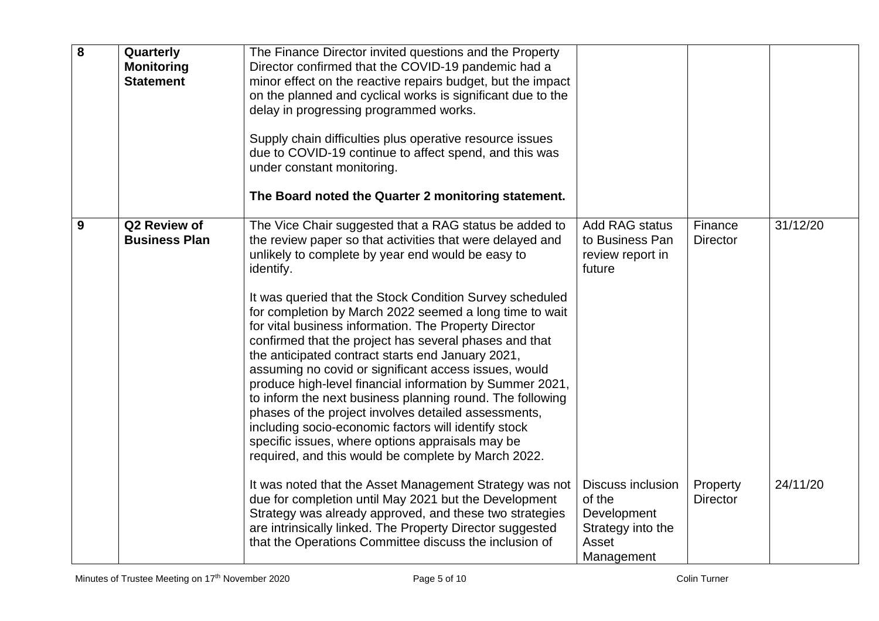| 8 | **Quarterly Monitoring Statement** | The Finance Director invited questions and the Property Director confirmed that the COVID-19 pandemic had a minor effect on the reactive repairs budget, but the impact on the planned and cyclical works is significant due to the delay in progressing programmed works.<br><br>Supply chain difficulties plus operative resource issues due to COVID-19 continue to affect spend, and this was under constant monitoring.<br><br>**The Board noted the Quarter 2 monitoring statement.** | | | |
|---|---|---|---|---|---|
| 9 | **Q2 Review of Business Plan** | The Vice Chair suggested that a RAG status be added to the review paper so that activities that were delayed and unlikely to complete by year end would be easy to identify.<br><br>It was queried that the Stock Condition Survey scheduled for completion by March 2022 seemed a long time to wait for vital business information. The Property Director confirmed that the project has several phases and that the anticipated contract starts end January 2021, assuming no covid or significant access issues, would produce high-level financial information by Summer 2021, to inform the next business planning round. The following phases of the project involves detailed assessments, including socio-economic factors will identify stock specific issues, where options appraisals may be required, and this would be complete by March 2022. | Add RAG status to Business Pan review report in future | Finance Director | 31/12/20 |
| | | It was noted that the Asset Management Strategy was not due for completion until May 2021 but the Development Strategy was already approved, and these two strategies are intrinsically linked. The Property Director suggested that the Operations Committee discuss the inclusion of | Discuss inclusion of the Development Strategy into the Asset Management | Property Director | 24/11/20 |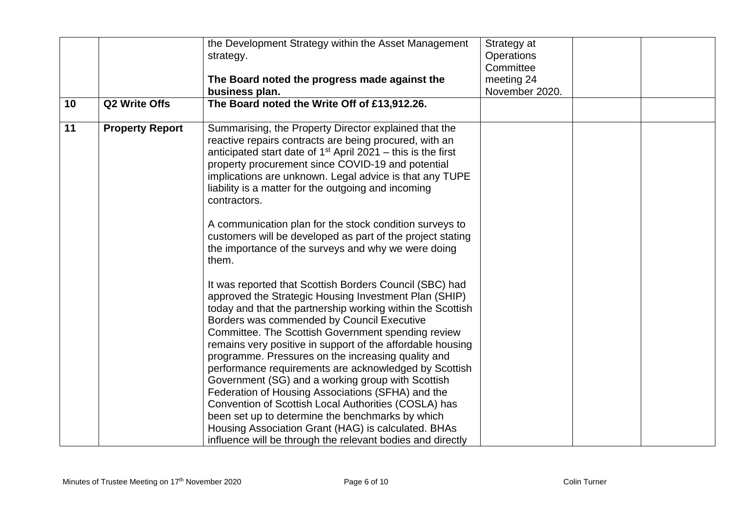|  |  |  |  |  |  |
|---|---|---|---|---|---|
|  |  | the Development Strategy within the Asset Management strategy.<br><br>**The Board noted the progress made against the business plan.** | Strategy at Operations Committee meeting 24 November 2020. |  |  |
| **10** | **Q2 Write Offs** | **The Board noted the Write Off of £13,912.26.** |  |  |  |
| **11** | **Property Report** | Summarising, the Property Director explained that the reactive repairs contracts are being procured, with an anticipated start date of 1st April 2021 – this is the first property procurement since COVID-19 and potential implications are unknown. Legal advice is that any TUPE liability is a matter for the outgoing and incoming contractors.<br><br>A communication plan for the stock condition surveys to customers will be developed as part of the project stating the importance of the surveys and why we were doing them.<br><br>It was reported that Scottish Borders Council (SBC) had approved the Strategic Housing Investment Plan (SHIP) today and that the partnership working within the Scottish Borders was commended by Council Executive Committee. The Scottish Government spending review remains very positive in support of the affordable housing programme. Pressures on the increasing quality and performance requirements are acknowledged by Scottish Government (SG) and a working group with Scottish Federation of Housing Associations (SFHA) and the Convention of Scottish Local Authorities (COSLA) has been set up to determine the benchmarks by which Housing Association Grant (HAG) is calculated. BHAs influence will be through the relevant bodies and directly |  |  |  |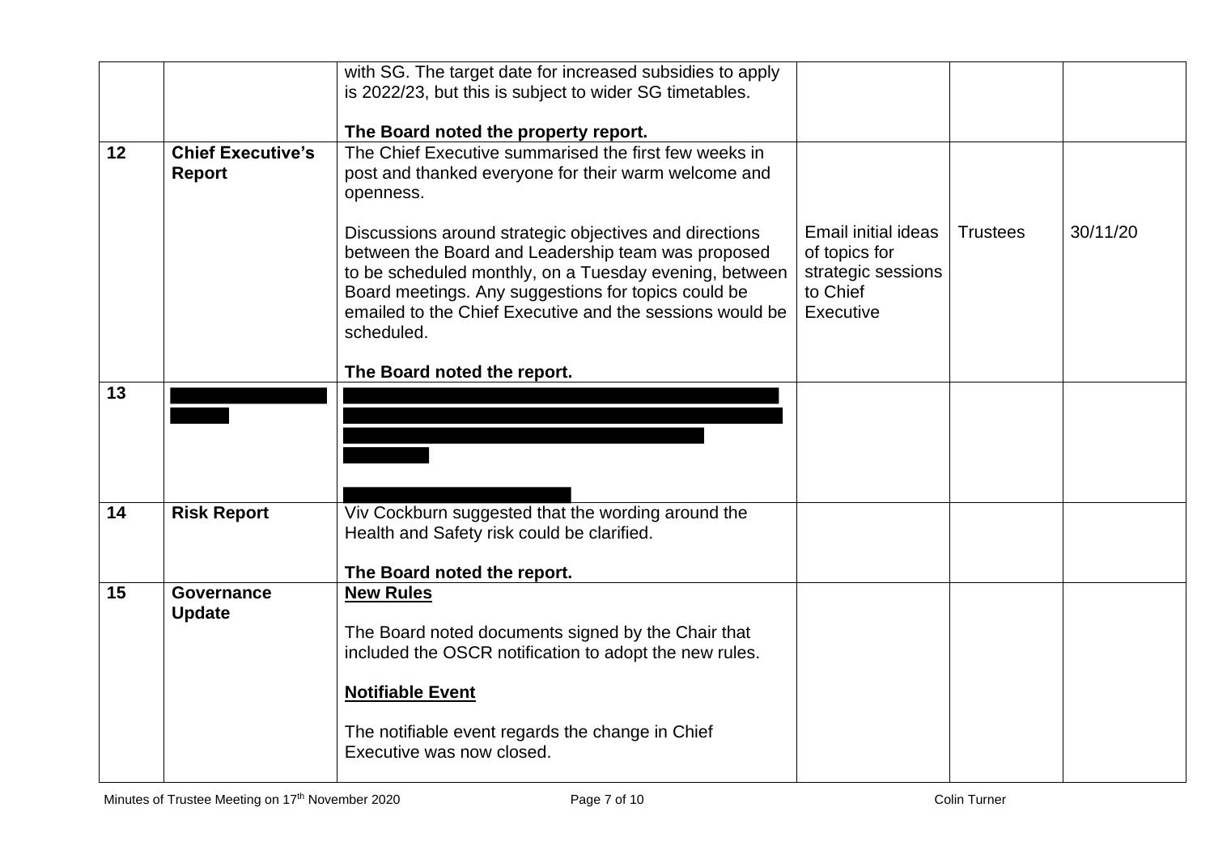| | | | | | |
|---|---|---|---|---|---|
| | | with SG. The target date for increased subsidies to apply is 2022/23, but this is subject to wider SG timetables.<br><br>**The Board noted the property report.** | | | |
| **12** | **Chief Executive's Report** | The Chief Executive summarised the first few weeks in post and thanked everyone for their warm welcome and openness.<br><br>Discussions around strategic objectives and directions between the Board and Leadership team was proposed to be scheduled monthly, on a Tuesday evening, between Board meetings. Any suggestions for topics could be emailed to the Chief Executive and the sessions would be scheduled.<br><br>**The Board noted the report.** | Email initial ideas of topics for strategic sessions to Chief Executive | Trustees | 30/11/20 |
| **13** | [REDACTED] | [REDACTED] | | | |
| **14** | **Risk Report** | Viv Cockburn suggested that the wording around the Health and Safety risk could be clarified.<br><br>**The Board noted the report.** | | | |
| **15** | **Governance Update** | **New Rules**<br><br>The Board noted documents signed by the Chair that included the OSCR notification to adopt the new rules.<br><br>**Notifiable Event**<br><br>The notifiable event regards the change in Chief Executive was now closed. | | | |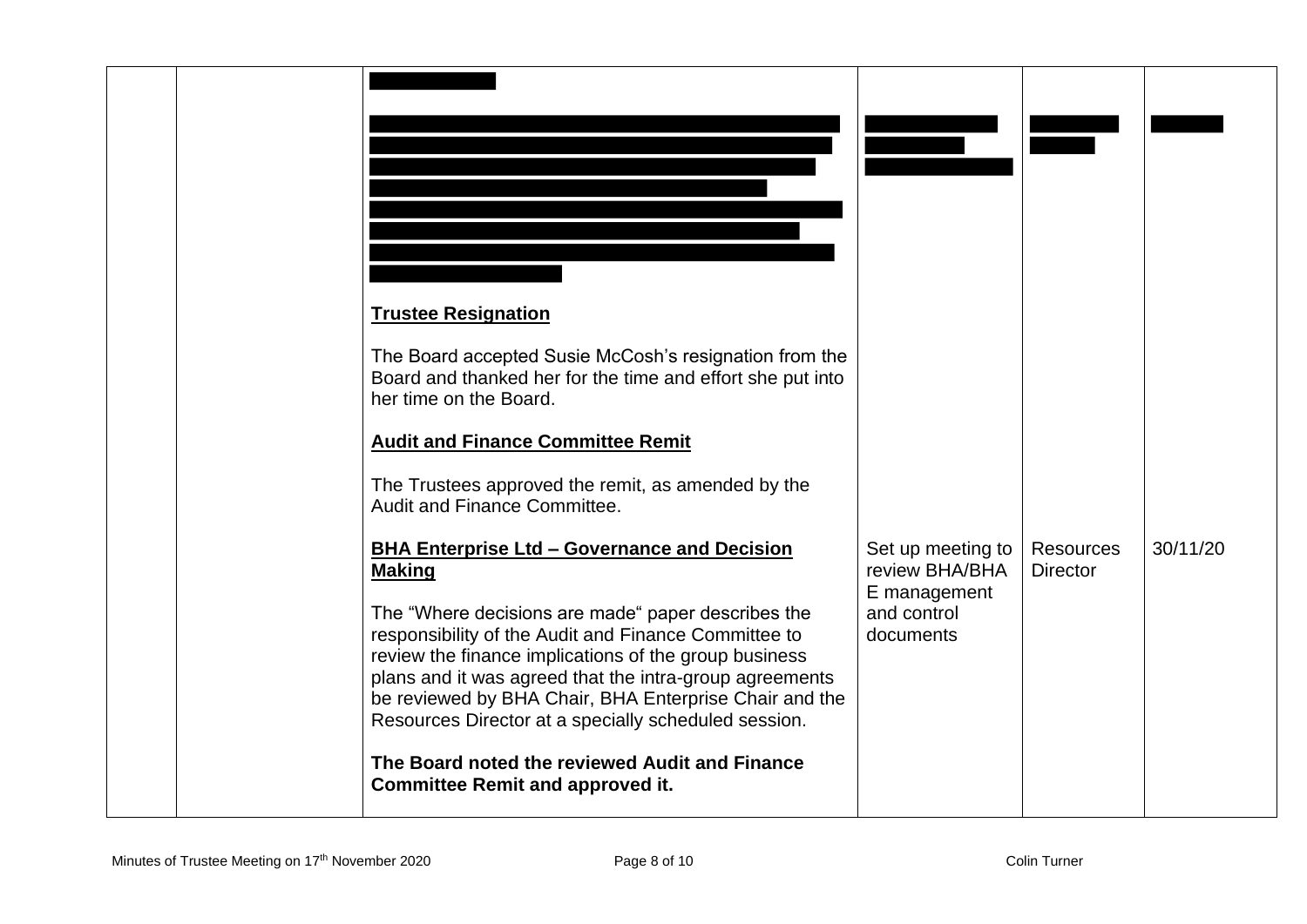| | | | | | |
|---|---|---|---|---|---|
| | | **Trustee Resignation**<br><br>The Board accepted Susie McCosh's resignation from the Board and thanked her for the time and effort she put into her time on the Board.<br><br>**Audit and Finance Committee Remit**<br><br>The Trustees approved the remit, as amended by the Audit and Finance Committee.<br><br>**BHA Enterprise Ltd – Governance and Decision Making**<br><br>The "Where decisions are made" paper describes the responsibility of the Audit and Finance Committee to review the finance implications of the group business plans and it was agreed that the intra-group agreements be reviewed by BHA Chair, BHA Enterprise Chair and the Resources Director at a specially scheduled session.<br><br>**The Board noted the reviewed Audit and Finance Committee Remit and approved it.** | Set up meeting to review BHA/BHA E management and control documents | Resources Director | 30/11/20 |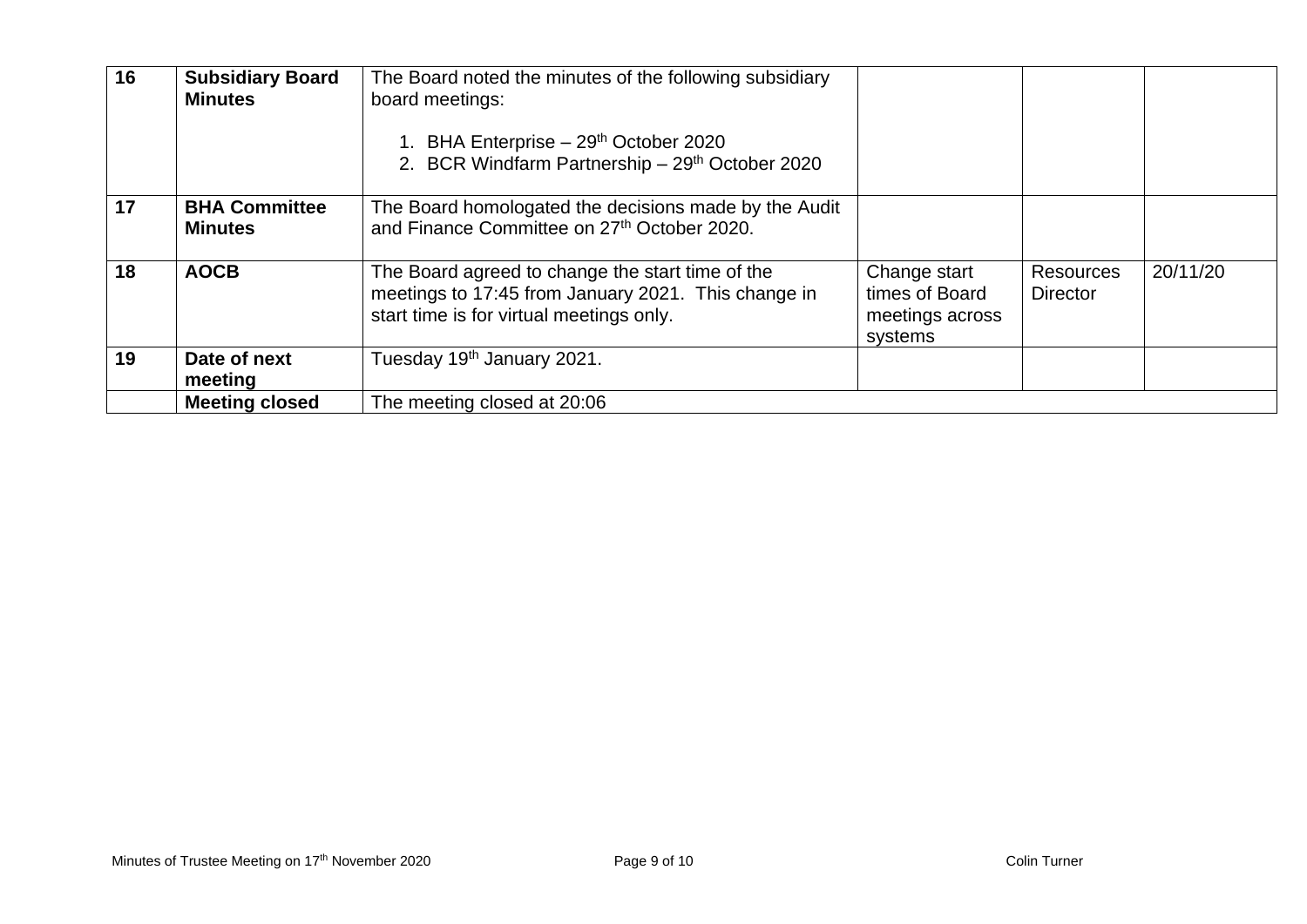| | | | | | |
|---|---|---|---|---|---|
| **16** | **Subsidiary Board Minutes** | The Board noted the minutes of the following subsidiary board meetings:<br><br>1. BHA Enterprise – 29th October 2020<br>2. BCR Windfarm Partnership – 29th October 2020 | | | |
| **17** | **BHA Committee Minutes** | The Board homologated the decisions made by the Audit and Finance Committee on 27th October 2020. | | | |
| **18** | **AOCB** | The Board agreed to change the start time of the meetings to 17:45 from January 2021. This change in start time is for virtual meetings only. | Change start times of Board meetings across systems | Resources Director | 20/11/20 |
| **19** | **Date of next meeting** | Tuesday 19th January 2021. | | | |
| | **Meeting closed** | The meeting closed at 20:06 | | | |